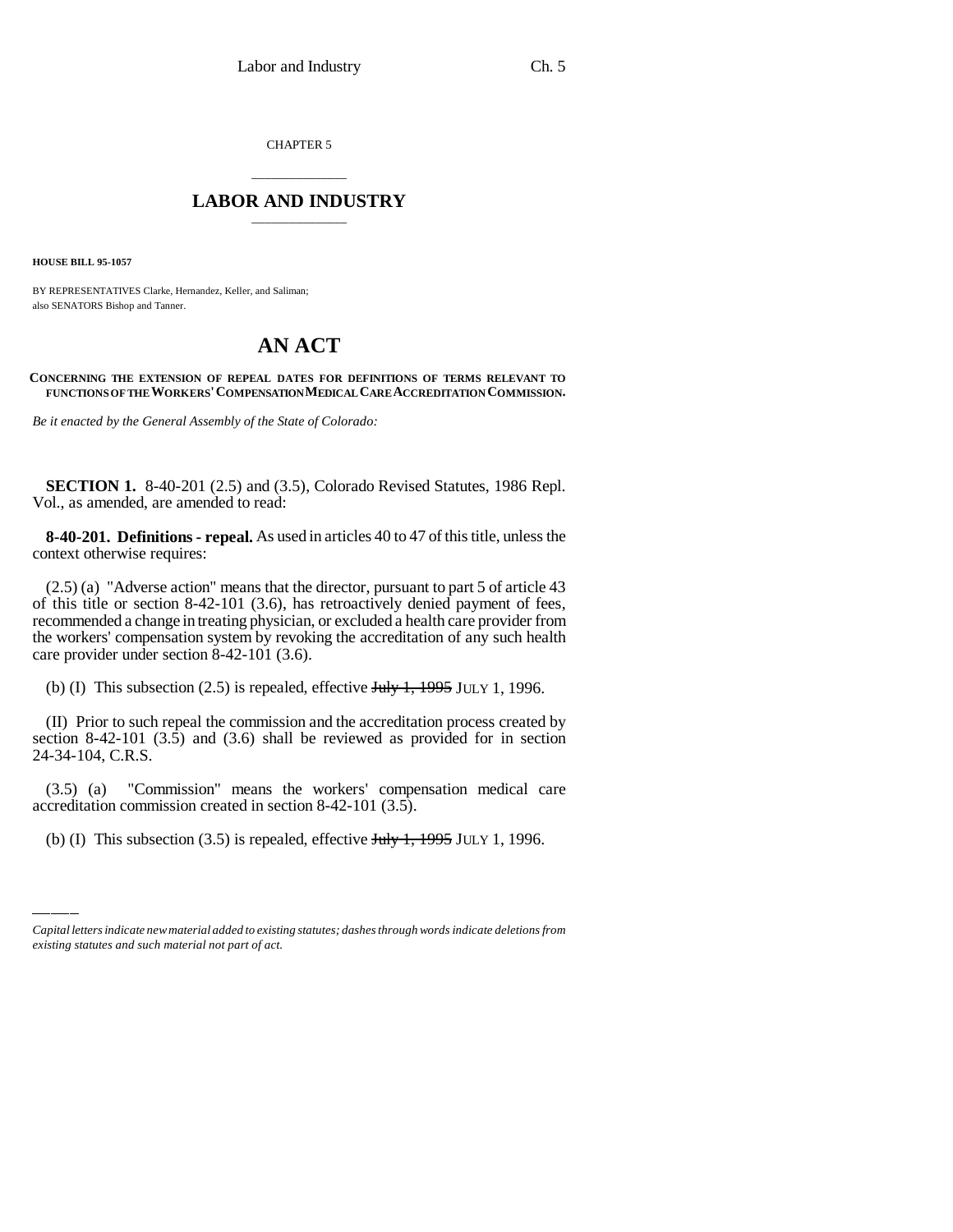CHAPTER 5

## LABOR AND INDUSTRY

**HOUSE BILL 95-1057**

BY REPRESENTATIVES Clarke, Hernandez, Keller, and Saliman;
also SENATORS Bishop and Tanner.

# AN ACT

**CONCERNING THE EXTENSION OF REPEAL DATES FOR DEFINITIONS OF TERMS RELEVANT TO FUNCTIONS OF THE WORKERS' COMPENSATION MEDICAL CARE ACCREDITATION COMMISSION.**

*Be it enacted by the General Assembly of the State of Colorado:*

**SECTION 1.** 8-40-201 (2.5) and (3.5), Colorado Revised Statutes, 1986 Repl. Vol., as amended, are amended to read:

**8-40-201. Definitions - repeal.** As used in articles 40 to 47 of this title, unless the context otherwise requires:

(2.5) (a) "Adverse action" means that the director, pursuant to part 5 of article 43 of this title or section 8-42-101 (3.6), has retroactively denied payment of fees, recommended a change in treating physician, or excluded a health care provider from the workers' compensation system by revoking the accreditation of any such health care provider under section 8-42-101 (3.6).

(b) (I) This subsection (2.5) is repealed, effective ~~July 1, 1995~~ JULY 1, 1996.

(II) Prior to such repeal the commission and the accreditation process created by section 8-42-101 (3.5) and (3.6) shall be reviewed as provided for in section 24-34-104, C.R.S.

(3.5) (a) "Commission" means the workers' compensation medical care accreditation commission created in section 8-42-101 (3.5).

(b) (I) This subsection (3.5) is repealed, effective ~~July 1, 1995~~ JULY 1, 1996.

---

*Capital letters indicate new material added to existing statutes; dashes through words indicate deletions from existing statutes and such material not part of act.*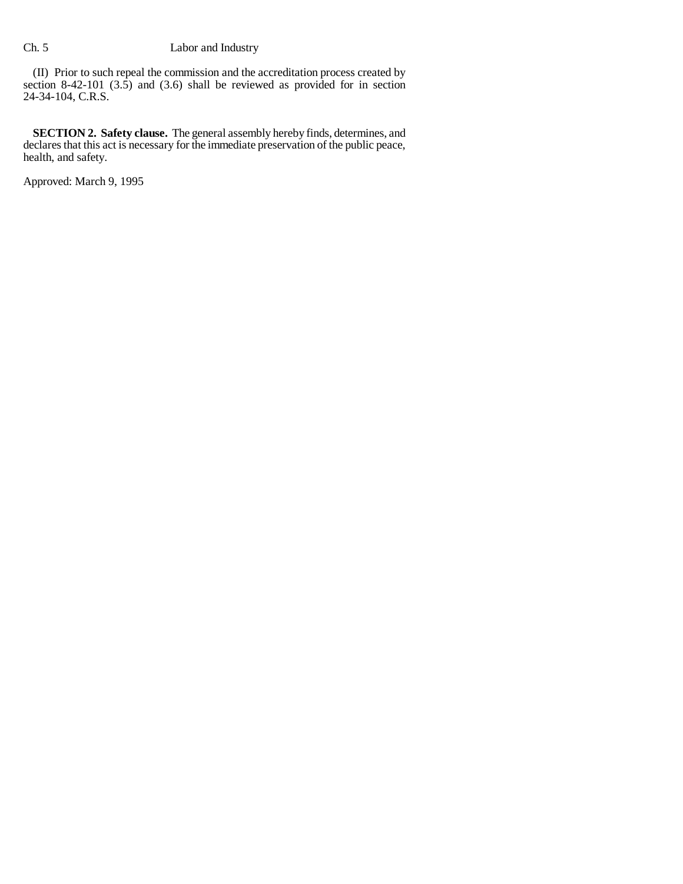(II) Prior to such repeal the commission and the accreditation process created by section 8-42-101 (3.5) and (3.6) shall be reviewed as provided for in section 24-34-104, C.R.S.

**SECTION 2. Safety clause.** The general assembly hereby finds, determines, and declares that this act is necessary for the immediate preservation of the public peace, health, and safety.

Approved: March 9, 1995